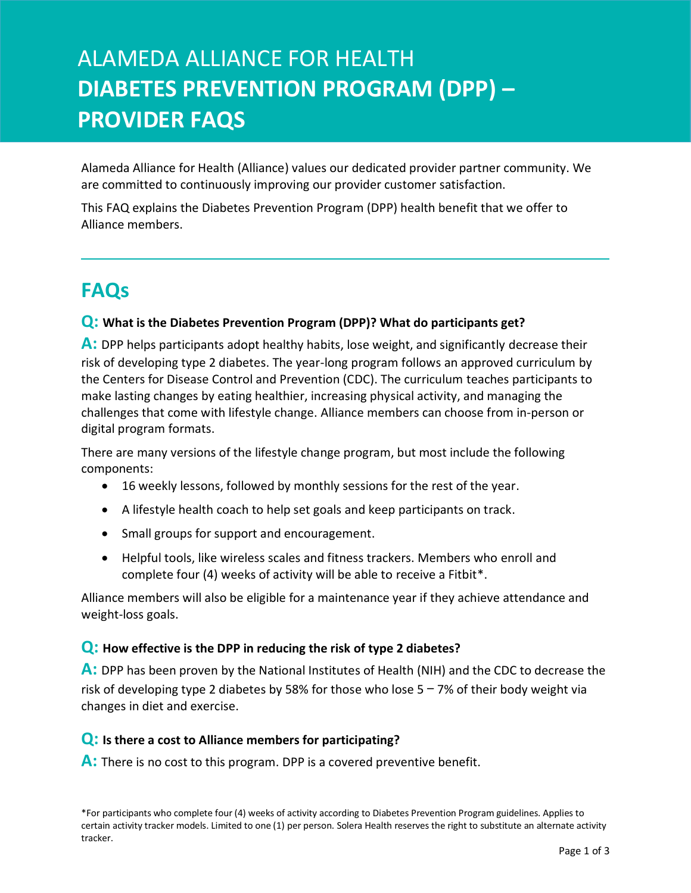# ALAMEDA ALLIANCE FOR HEALTH
# **DIABETES PREVENTION PROGRAM (DPP) – PROVIDER FAQS**

Alameda Alliance for Health (Alliance) values our dedicated provider partner community. We are committed to continuously improving our provider customer satisfaction.

This FAQ explains the Diabetes Prevention Program (DPP) health benefit that we offer to Alliance members.

---

## FAQs

### Q: What is the Diabetes Prevention Program (DPP)? What do participants get?

**A:** DPP helps participants adopt healthy habits, lose weight, and significantly decrease their risk of developing type 2 diabetes. The year-long program follows an approved curriculum by the Centers for Disease Control and Prevention (CDC). The curriculum teaches participants to make lasting changes by eating healthier, increasing physical activity, and managing the challenges that come with lifestyle change. Alliance members can choose from in-person or digital program formats.

There are many versions of the lifestyle change program, but most include the following components:

- 16 weekly lessons, followed by monthly sessions for the rest of the year.
- A lifestyle health coach to help set goals and keep participants on track.
- Small groups for support and encouragement.
- Helpful tools, like wireless scales and fitness trackers. Members who enroll and complete four (4) weeks of activity will be able to receive a Fitbit*.

Alliance members will also be eligible for a maintenance year if they achieve attendance and weight-loss goals.

### Q: How effective is the DPP in reducing the risk of type 2 diabetes?

**A:** DPP has been proven by the National Institutes of Health (NIH) and the CDC to decrease the risk of developing type 2 diabetes by 58% for those who lose 5 – 7% of their body weight via changes in diet and exercise.

### Q: Is there a cost to Alliance members for participating?

**A:** There is no cost to this program. DPP is a covered preventive benefit.

*For participants who complete four (4) weeks of activity according to Diabetes Prevention Program guidelines. Applies to certain activity tracker models. Limited to one (1) per person. Solera Health reserves the right to substitute an alternate activity tracker.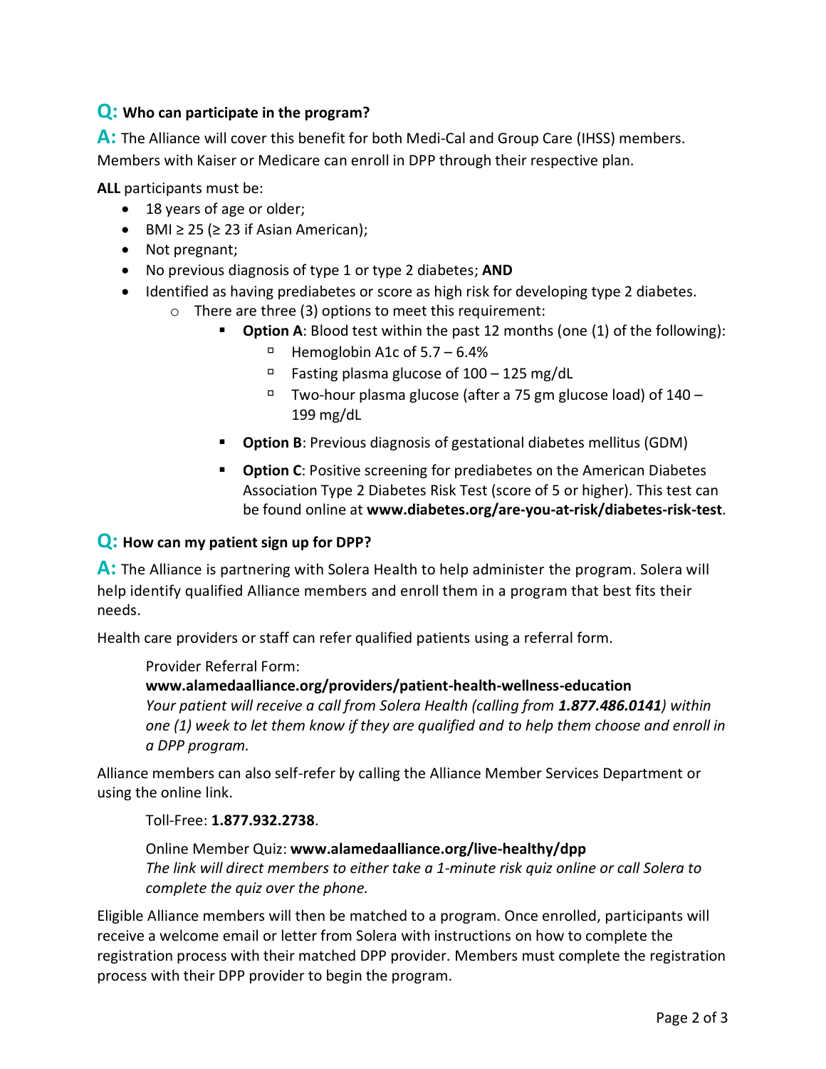**Q: Who can participate in the program?**

**A:** The Alliance will cover this benefit for both Medi-Cal and Group Care (IHSS) members. Members with Kaiser or Medicare can enroll in DPP through their respective plan.

**ALL** participants must be:

- 18 years of age or older;
- BMI ≥ 25 (≥ 23 if Asian American);
- Not pregnant;
- No previous diagnosis of type 1 or type 2 diabetes; **AND**
- Identified as having prediabetes or score as high risk for developing type 2 diabetes.
  - There are three (3) options to meet this requirement:
    - **Option A**: Blood test within the past 12 months (one (1) of the following):
      - Hemoglobin A1c of 5.7 – 6.4%
      - Fasting plasma glucose of 100 – 125 mg/dL
      - Two-hour plasma glucose (after a 75 gm glucose load) of 140 – 199 mg/dL
    - **Option B**: Previous diagnosis of gestational diabetes mellitus (GDM)
    - **Option C**: Positive screening for prediabetes on the American Diabetes Association Type 2 Diabetes Risk Test (score of 5 or higher). This test can be found online at **www.diabetes.org/are-you-at-risk/diabetes-risk-test**.

**Q: How can my patient sign up for DPP?**

**A:** The Alliance is partnering with Solera Health to help administer the program. Solera will help identify qualified Alliance members and enroll them in a program that best fits their needs.

Health care providers or staff can refer qualified patients using a referral form.

> Provider Referral Form:
> **www.alamedaalliance.org/providers/patient-health-wellness-education**
> *Your patient will receive a call from Solera Health (calling from* ***1.877.486.0141****) within one (1) week to let them know if they are qualified and to help them choose and enroll in a DPP program.*

Alliance members can also self-refer by calling the Alliance Member Services Department or using the online link.

> Toll-Free: **1.877.932.2738**.
>
> Online Member Quiz: **www.alamedaalliance.org/live-healthy/dpp**
> *The link will direct members to either take a 1-minute risk quiz online or call Solera to complete the quiz over the phone.*

Eligible Alliance members will then be matched to a program. Once enrolled, participants will receive a welcome email or letter from Solera with instructions on how to complete the registration process with their matched DPP provider. Members must complete the registration process with their DPP provider to begin the program.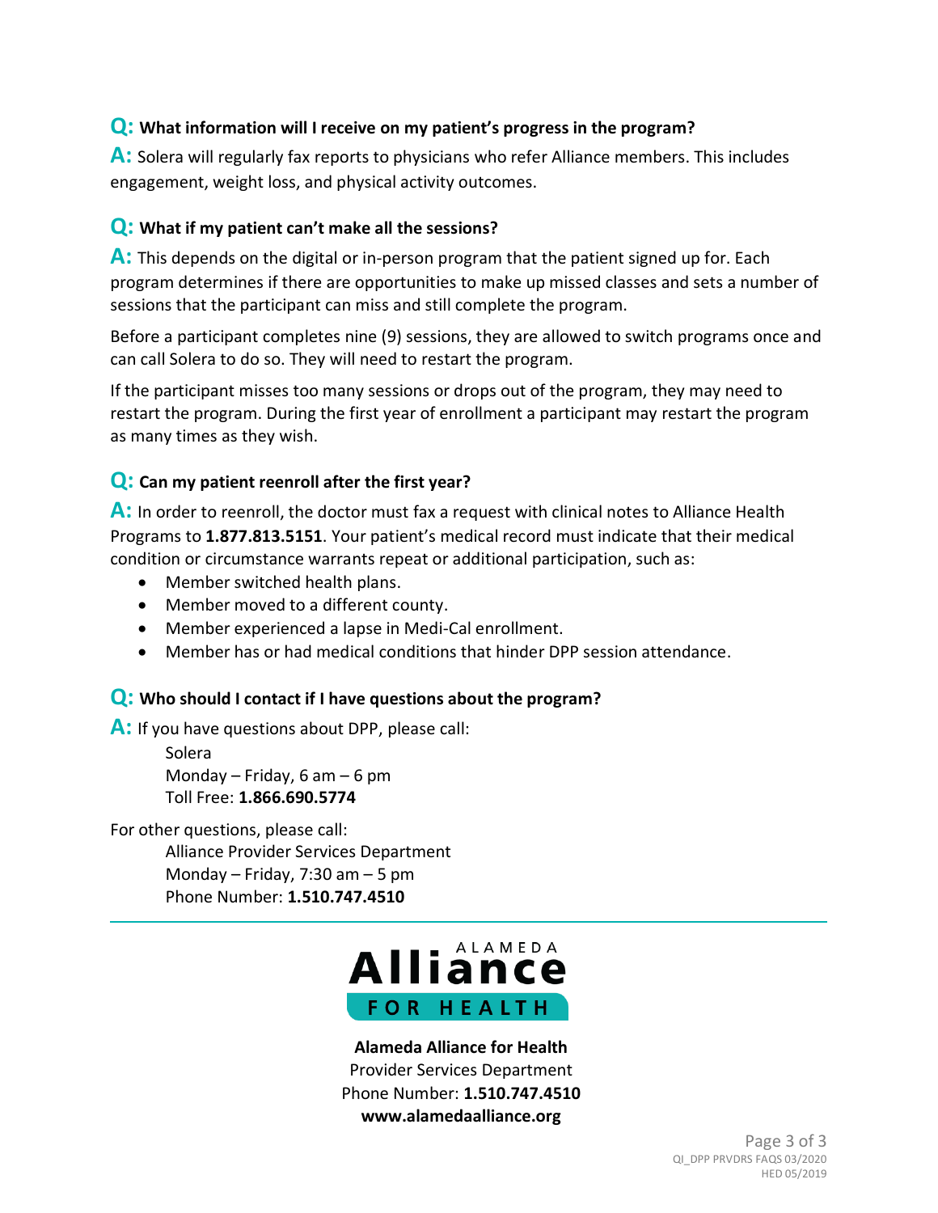**Q: What information will I receive on my patient's progress in the program?**

**A:** Solera will regularly fax reports to physicians who refer Alliance members. This includes engagement, weight loss, and physical activity outcomes.

**Q: What if my patient can't make all the sessions?**

**A:** This depends on the digital or in-person program that the patient signed up for. Each program determines if there are opportunities to make up missed classes and sets a number of sessions that the participant can miss and still complete the program.

Before a participant completes nine (9) sessions, they are allowed to switch programs once and can call Solera to do so. They will need to restart the program.

If the participant misses too many sessions or drops out of the program, they may need to restart the program. During the first year of enrollment a participant may restart the program as many times as they wish.

**Q: Can my patient reenroll after the first year?**

**A:** In order to reenroll, the doctor must fax a request with clinical notes to Alliance Health Programs to **1.877.813.5151**. Your patient's medical record must indicate that their medical condition or circumstance warrants repeat or additional participation, such as:

- Member switched health plans.
- Member moved to a different county.
- Member experienced a lapse in Medi-Cal enrollment.
- Member has or had medical conditions that hinder DPP session attendance.

**Q: Who should I contact if I have questions about the program?**

**A:** If you have questions about DPP, please call:

Solera
Monday – Friday, 6 am – 6 pm
Toll Free: **1.866.690.5774**

For other questions, please call:

Alliance Provider Services Department
Monday – Friday, 7:30 am – 5 pm
Phone Number: **1.510.747.4510**

---

ALAMEDA Alliance FOR HEALTH

**Alameda Alliance for Health**
Provider Services Department
Phone Number: **1.510.747.4510**
**www.alamedaalliance.org**

QI_DPP PRVDRS FAQS 03/2020
HED 05/2019